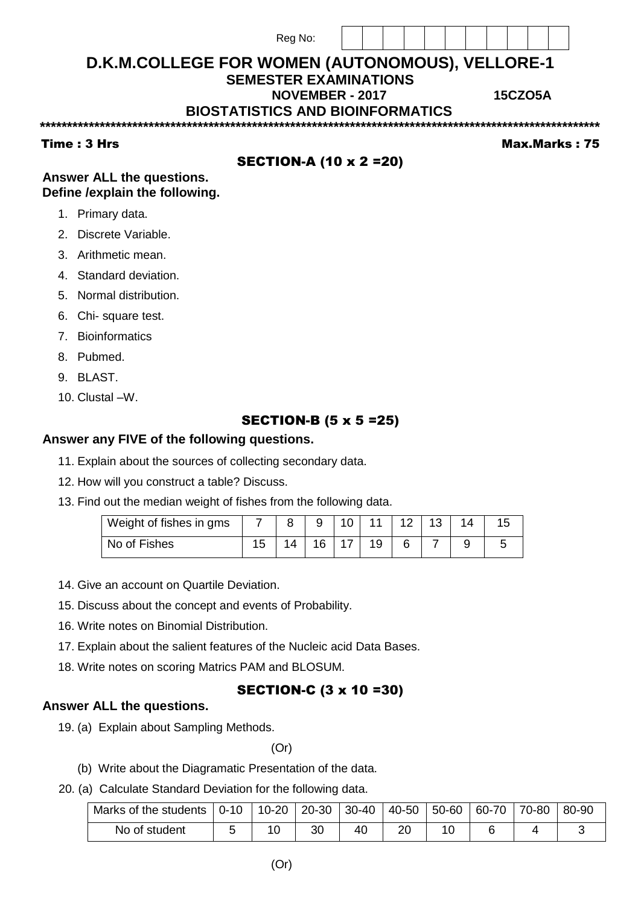Reg No:

# D.K.M.COLLEGE FOR WOMEN (AUTONOMOUS), VELLORE-1

## SEMESTER EXAMINATIONS

**NOVEMBER - 2017** **15CZO5A**

## BIOSTATISTICS AND BIOINFORMATICS

******************************************************************************************************

**Time : 3 Hrs** **Max.Marks : 75**

### SECTION-A (10 x 2 =20)

**Answer ALL the questions.**
**Define /explain the following.**

1. Primary data.
2. Discrete Variable.
3. Arithmetic mean.
4. Standard deviation.
5. Normal distribution.
6. Chi- square test.
7. Bioinformatics
8. Pubmed.
9. BLAST.
10. Clustal –W.

### SECTION-B (5 x 5 =25)

**Answer any FIVE of the following questions.**

11. Explain about the sources of collecting secondary data.
12. How will you construct a table? Discuss.
13. Find out the median weight of fishes from the following data.

| Weight of fishes in gms | 7 | 8 | 9 | 10 | 11 | 12 | 13 | 14 | 15 |
|---|---|---|---|---|---|---|---|---|---|
| No of Fishes | 15 | 14 | 16 | 17 | 19 | 6 | 7 | 9 | 5 |

14. Give an account on Quartile Deviation.
15. Discuss about the concept and events of Probability.
16. Write notes on Binomial Distribution.
17. Explain about the salient features of the Nucleic acid Data Bases.
18. Write notes on scoring Matrics PAM and BLOSUM.

### SECTION-C (3 x 10 =30)

**Answer ALL the questions.**

19. (a) Explain about Sampling Methods.

(Or)

(b) Write about the Diagramatic Presentation of the data.

20. (a) Calculate Standard Deviation for the following data.

| Marks of the students | 0-10 | 10-20 | 20-30 | 30-40 | 40-50 | 50-60 | 60-70 | 70-80 | 80-90 |
|---|---|---|---|---|---|---|---|---|---|
| No of student | 5 | 10 | 30 | 40 | 20 | 10 | 6 | 4 | 3 |

(Or)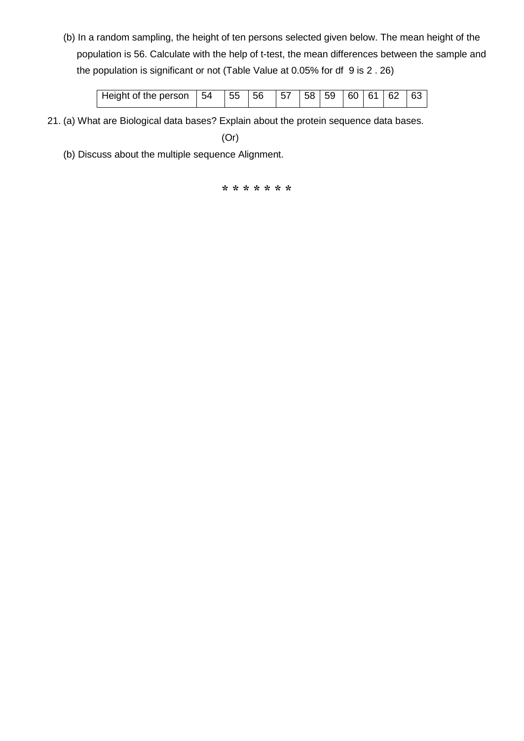(b) In a random sampling, the height of ten persons selected given below. The mean height of the population is 56. Calculate with the help of t-test, the mean differences between the sample and the population is significant or not (Table Value at 0.05% for df 9 is 2 . 26)

| | | | | | | | | | | |
|---|---|---|---|---|---|---|---|---|---|---|
| Height of the person | 54 | 55 | 56 | 57 | 58 | 59 | 60 | 61 | 62 | 63 |

21. (a) What are Biological data bases? Explain about the protein sequence data bases.

(Or)

(b) Discuss about the multiple sequence Alignment.

* * * * * * *